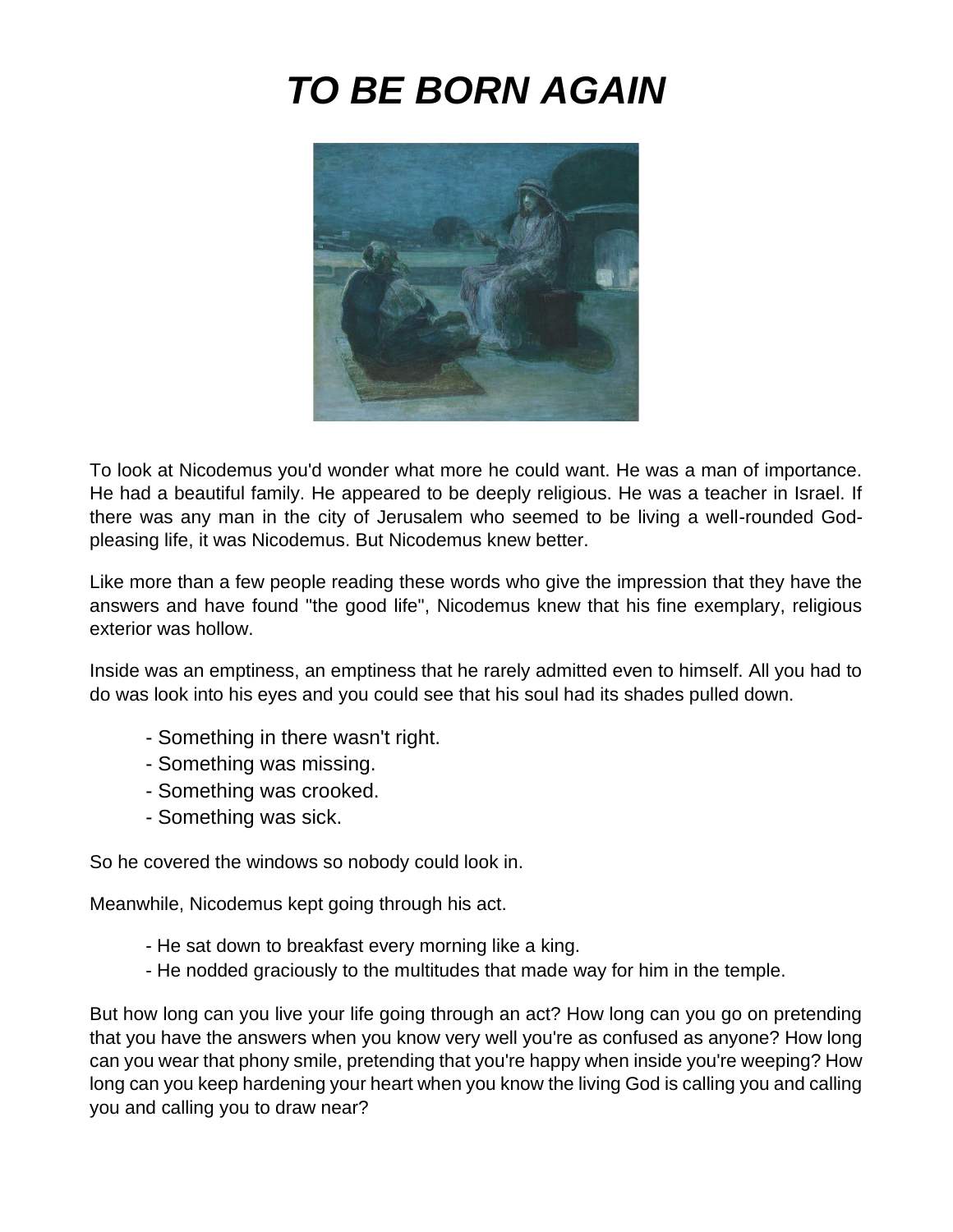# *TO BE BORN AGAIN*

To look at Nicodemus you'd wonder what more he could want. He was a man of importance. He had a beautiful family. He appeared to be deeply religious. He was a teacher in Israel. If there was any man in the city of Jerusalem who seemed to be living a well-rounded God-pleasing life, it was Nicodemus. But Nicodemus knew better.

Like more than a few people reading these words who give the impression that they have the answers and have found "the good life", Nicodemus knew that his fine exemplary, religious exterior was hollow.

Inside was an emptiness, an emptiness that he rarely admitted even to himself. All you had to do was look into his eyes and you could see that his soul had its shades pulled down.

- Something in there wasn't right.
- Something was missing.
- Something was crooked.
- Something was sick.

So he covered the windows so nobody could look in.

Meanwhile, Nicodemus kept going through his act.

- He sat down to breakfast every morning like a king.
- He nodded graciously to the multitudes that made way for him in the temple.

But how long can you live your life going through an act? How long can you go on pretending that you have the answers when you know very well you're as confused as anyone? How long can you wear that phony smile, pretending that you're happy when inside you're weeping? How long can you keep hardening your heart when you know the living God is calling you and calling you and calling you to draw near?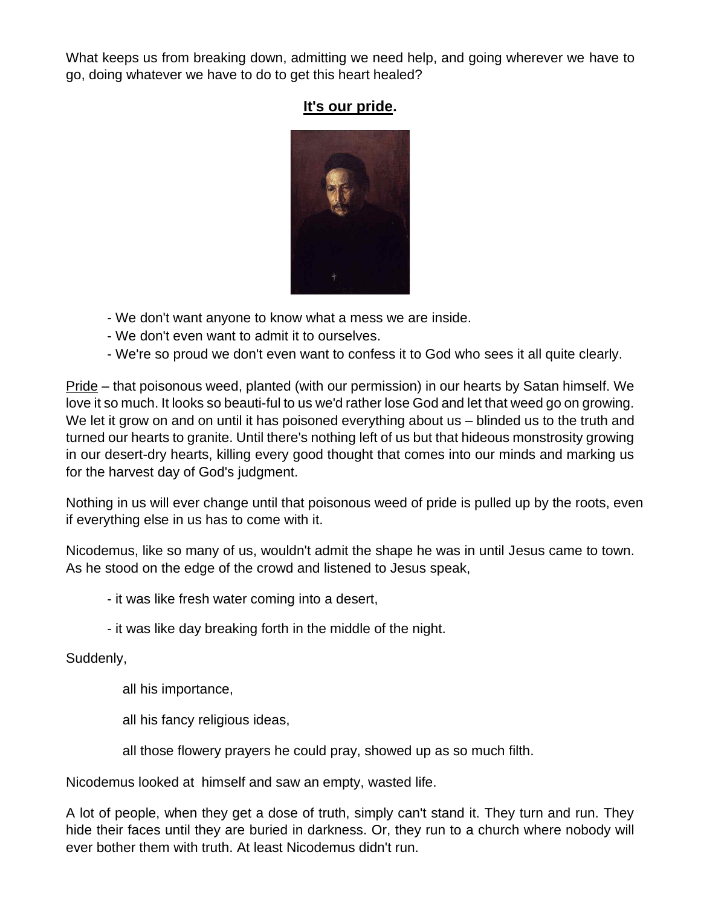What keeps us from breaking down, admitting we need help, and going wherever we have to go, doing whatever we have to do to get this heart healed?

**It's our pride.**

- We don't want anyone to know what a mess we are inside.
- We don't even want to admit it to ourselves.
- We're so proud we don't even want to confess it to God who sees it all quite clearly.

Pride – that poisonous weed, planted (with our permission) in our hearts by Satan himself. We love it so much. It looks so beauti-ful to us we'd rather lose God and let that weed go on growing. We let it grow on and on until it has poisoned everything about us – blinded us to the truth and turned our hearts to granite. Until there's nothing left of us but that hideous monstrosity growing in our desert-dry hearts, killing every good thought that comes into our minds and marking us for the harvest day of God's judgment.

Nothing in us will ever change until that poisonous weed of pride is pulled up by the roots, even if everything else in us has to come with it.

Nicodemus, like so many of us, wouldn't admit the shape he was in until Jesus came to town. As he stood on the edge of the crowd and listened to Jesus speak,

- it was like fresh water coming into a desert,
- it was like day breaking forth in the middle of the night.

Suddenly,

all his importance,

all his fancy religious ideas,

all those flowery prayers he could pray, showed up as so much filth.

Nicodemus looked at himself and saw an empty, wasted life.

A lot of people, when they get a dose of truth, simply can't stand it. They turn and run. They hide their faces until they are buried in darkness. Or, they run to a church where nobody will ever bother them with truth. At least Nicodemus didn't run.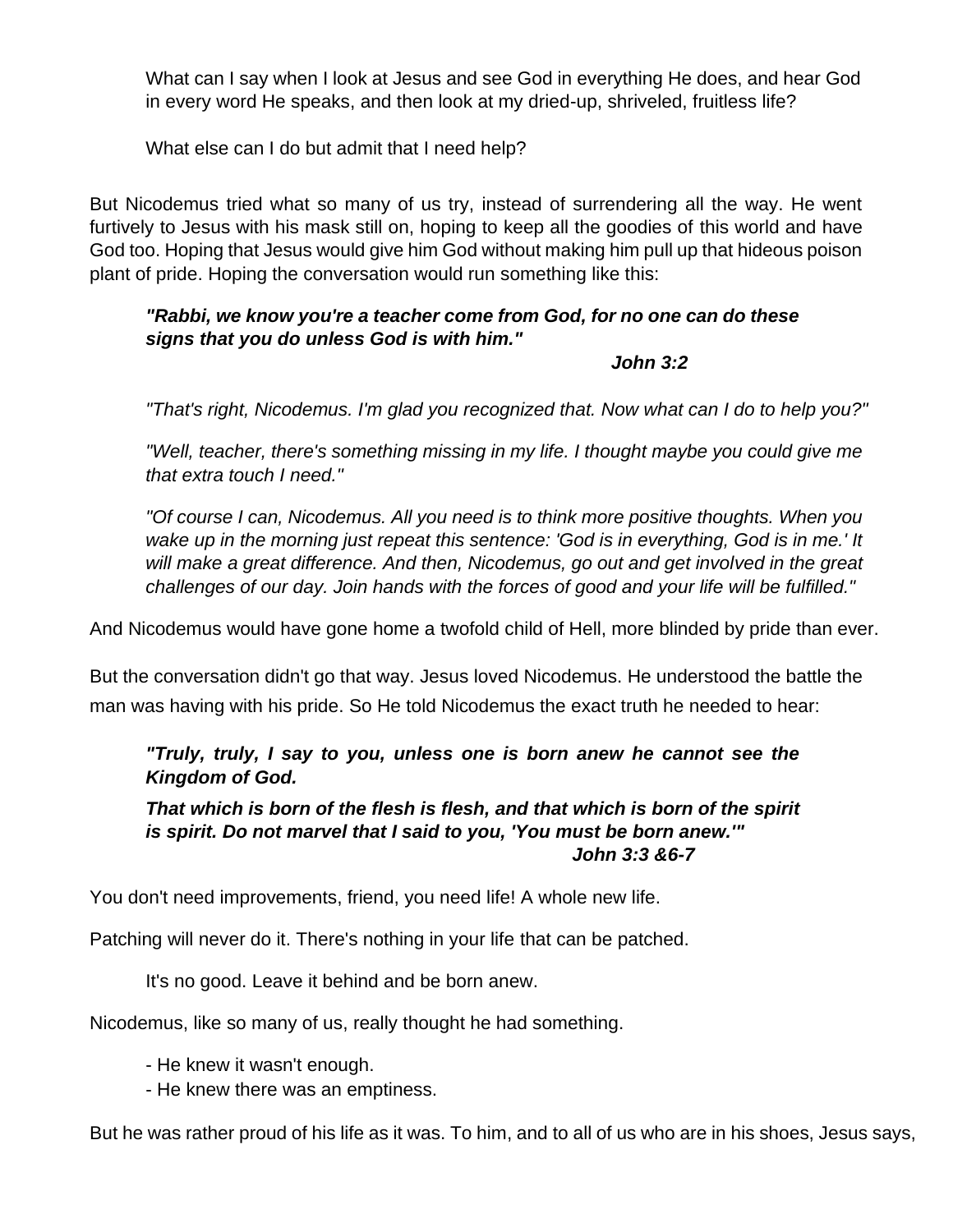What can I say when I look at Jesus and see God in everything He does, and hear God in every word He speaks, and then look at my dried-up, shriveled, fruitless life?

What else can I do but admit that I need help?

But Nicodemus tried what so many of us try, instead of surrendering all the way. He went furtively to Jesus with his mask still on, hoping to keep all the goodies of this world and have God too. Hoping that Jesus would give him God without making him pull up that hideous poison plant of pride. Hoping the conversation would run something like this:

> ***"Rabbi, we know you're a teacher come from God, for no one can do these signs that you do unless God is with him."***
>
> ***John 3:2***

*"That's right, Nicodemus. I'm glad you recognized that. Now what can I do to help you?"*

*"Well, teacher, there's something missing in my life. I thought maybe you could give me that extra touch I need."*

*"Of course I can, Nicodemus. All you need is to think more positive thoughts. When you wake up in the morning just repeat this sentence: 'God is in everything, God is in me.' It will make a great difference. And then, Nicodemus, go out and get involved in the great challenges of our day. Join hands with the forces of good and your life will be fulfilled."*

And Nicodemus would have gone home a twofold child of Hell, more blinded by pride than ever.

But the conversation didn't go that way. Jesus loved Nicodemus. He understood the battle the man was having with his pride. So He told Nicodemus the exact truth he needed to hear:

> ***"Truly, truly, I say to you, unless one is born anew he cannot see the Kingdom of God.***
>
> ***That which is born of the flesh is flesh, and that which is born of the spirit is spirit. Do not marvel that I said to you, 'You must be born anew.'"***
>
> ***John 3:3 &6-7***

You don't need improvements, friend, you need life! A whole new life.

Patching will never do it. There's nothing in your life that can be patched.

It's no good. Leave it behind and be born anew.

Nicodemus, like so many of us, really thought he had something.

- He knew it wasn't enough.
- He knew there was an emptiness.

But he was rather proud of his life as it was. To him, and to all of us who are in his shoes, Jesus says,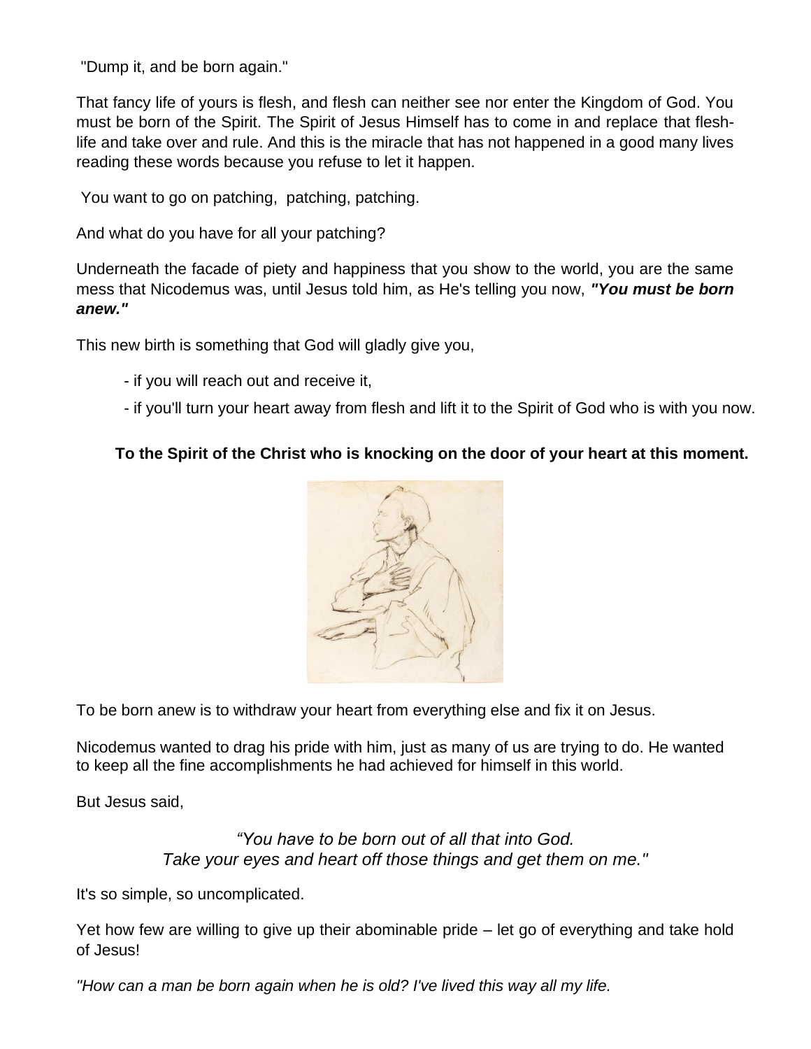"Dump it, and be born again."

That fancy life of yours is flesh, and flesh can neither see nor enter the Kingdom of God. You must be born of the Spirit. The Spirit of Jesus Himself has to come in and replace that flesh-life and take over and rule. And this is the miracle that has not happened in a good many lives reading these words because you refuse to let it happen.

You want to go on patching, patching, patching.

And what do you have for all your patching?

Underneath the facade of piety and happiness that you show to the world, you are the same mess that Nicodemus was, until Jesus told him, as He's telling you now, ***"You must be born anew."***

This new birth is something that God will gladly give you,

- if you will reach out and receive it,
- if you'll turn your heart away from flesh and lift it to the Spirit of God who is with you now.

**To the Spirit of the Christ who is knocking on the door of your heart at this moment.**

To be born anew is to withdraw your heart from everything else and fix it on Jesus.

Nicodemus wanted to drag his pride with him, just as many of us are trying to do. He wanted to keep all the fine accomplishments he had achieved for himself in this world.

But Jesus said,

*“You have to be born out of all that into God.*
*Take your eyes and heart off those things and get them on me."*

It's so simple, so uncomplicated.

Yet how few are willing to give up their abominable pride – let go of everything and take hold of Jesus!

*"How can a man be born again when he is old? I've lived this way all my life.*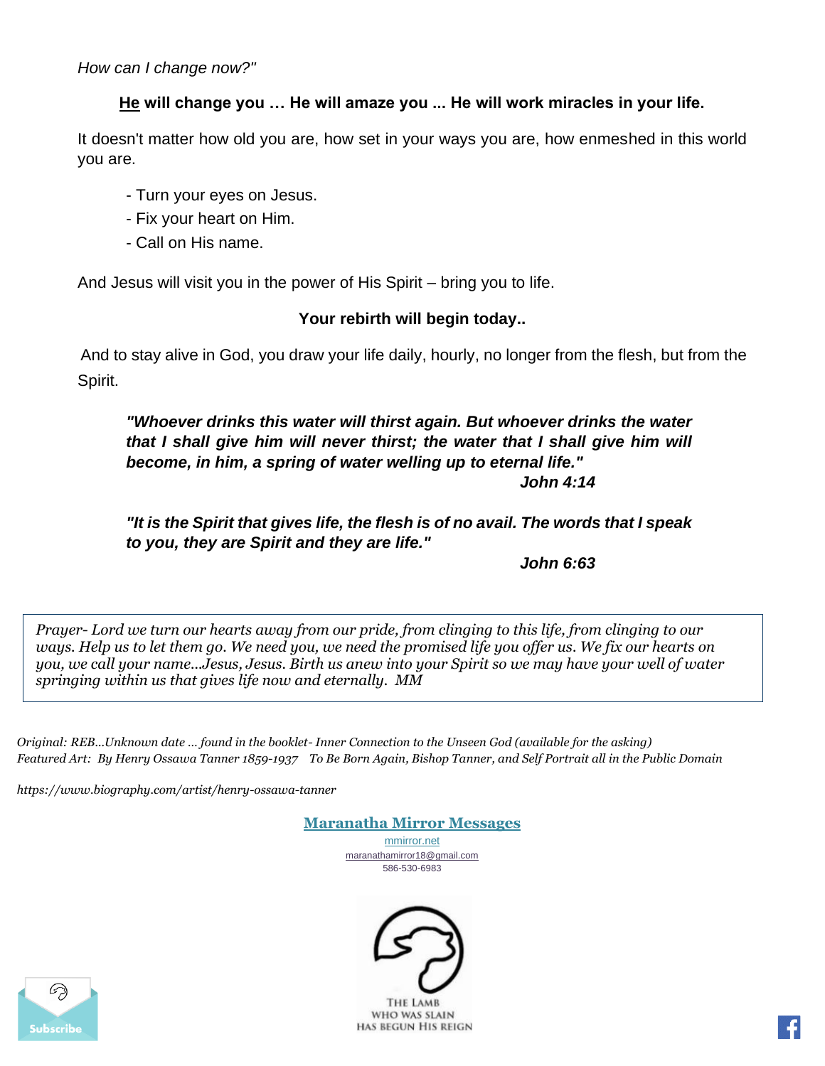*How can I change now?"*

**He will change you … He will amaze you ... He will work miracles in your life.**

It doesn't matter how old you are, how set in your ways you are, how enmeshed in this world you are.

- Turn your eyes on Jesus.
- Fix your heart on Him.
- Call on His name.

And Jesus will visit you in the power of His Spirit – bring you to life.

**Your rebirth will begin today..**

And to stay alive in God, you draw your life daily, hourly, no longer from the flesh, but from the Spirit.

> ***"Whoever drinks this water will thirst again. But whoever drinks the water that I shall give him will never thirst; the water that I shall give him will become, in him, a spring of water welling up to eternal life."***
> ***John 4:14***

> ***"It is the Spirit that gives life, the flesh is of no avail. The words that I speak to you, they are Spirit and they are life."***
> ***John 6:63***

*Prayer- Lord we turn our hearts away from our pride, from clinging to this life, from clinging to our ways. Help us to let them go. We need you, we need the promised life you offer us. We fix our hearts on you, we call your name...Jesus, Jesus. Birth us anew into your Spirit so we may have your well of water springing within us that gives life now and eternally. MM*

*Original: REB...Unknown date ... found in the booklet- Inner Connection to the Unseen God (available for the asking)*
*Featured Art: By Henry Ossawa Tanner 1859-1937 To Be Born Again, Bishop Tanner, and Self Portrait all in the Public Domain*

*https://www.biography.com/artist/henry-ossawa-tanner*

**Maranatha Mirror Messages**
mmirror.net
maranathamirror18@gmail.com
586-530-6983

THE LAMB WHO WAS SLAIN HAS BEGUN HIS REIGN

Subscribe